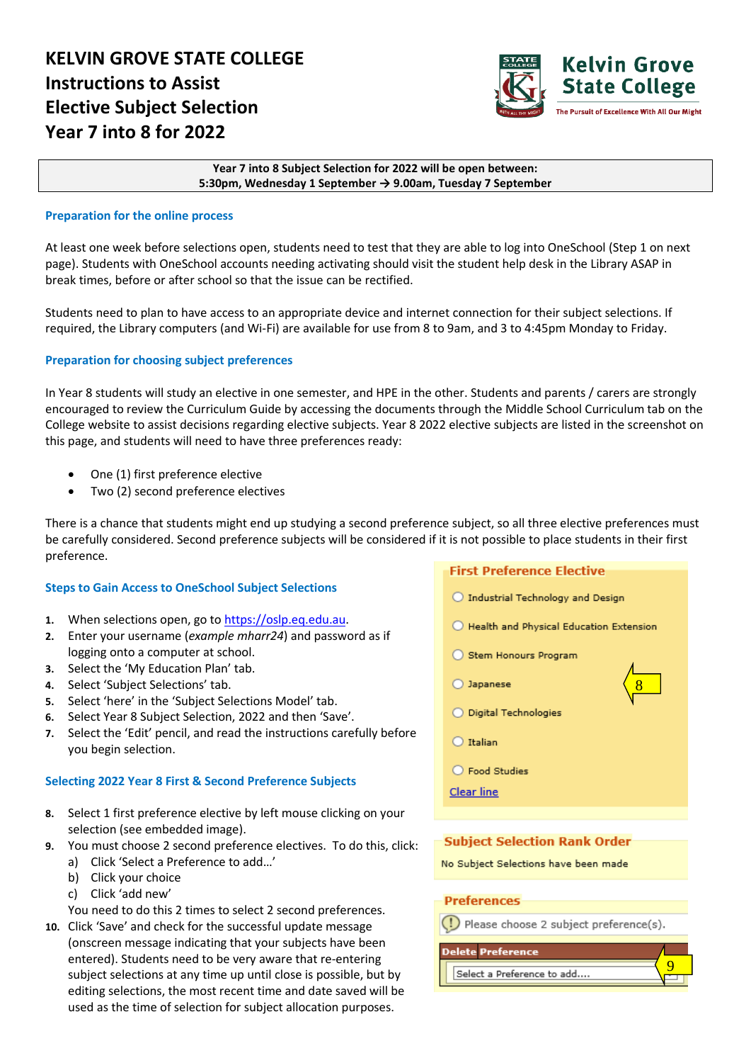# KELVIN GROVE STATE COLLEGE
# Instructions to Assist Elective Subject Selection Year 7 into 8 for 2022

Kelvin Grove State College
The Pursuit of Excellence With All Our Might

**Year 7 into 8 Subject Selection for 2022 will be open between:**
**5:30pm, Wednesday 1 September → 9.00am, Tuesday 7 September**

## Preparation for the online process

At least one week before selections open, students need to test that they are able to log into OneSchool (Step 1 on next page). Students with OneSchool accounts needing activating should visit the student help desk in the Library ASAP in break times, before or after school so that the issue can be rectified.

Students need to plan to have access to an appropriate device and internet connection for their subject selections. If required, the Library computers (and Wi-Fi) are available for use from 8 to 9am, and 3 to 4:45pm Monday to Friday.

## Preparation for choosing subject preferences

In Year 8 students will study an elective in one semester, and HPE in the other. Students and parents / carers are strongly encouraged to review the Curriculum Guide by accessing the documents through the Middle School Curriculum tab on the College website to assist decisions regarding elective subjects. Year 8 2022 elective subjects are listed in the screenshot on this page, and students will need to have three preferences ready:

- One (1) first preference elective
- Two (2) second preference electives

There is a chance that students might end up studying a second preference subject, so all three elective preferences must be carefully considered. Second preference subjects will be considered if it is not possible to place students in their first preference.

## Steps to Gain Access to OneSchool Subject Selections

1. When selections open, go to https://oslp.eq.edu.au.
2. Enter your username (*example mharr24*) and password as if logging onto a computer at school.
3. Select the 'My Education Plan' tab.
4. Select 'Subject Selections' tab.
5. Select 'here' in the 'Subject Selections Model' tab.
6. Select Year 8 Subject Selection, 2022 and then 'Save'.
7. Select the 'Edit' pencil, and read the instructions carefully before you begin selection.

## Selecting 2022 Year 8 First & Second Preference Subjects

8. Select 1 first preference elective by left mouse clicking on your selection (see embedded image).
9. You must choose 2 second preference electives. To do this, click:
   a) Click 'Select a Preference to add…'
   b) Click your choice
   c) Click 'add new'

   You need to do this 2 times to select 2 second preferences.
10. Click 'Save' and check for the successful update message (onscreen message indicating that your subjects have been entered). Students need to be very aware that re-entering subject selections at any time up until close is possible, but by editing selections, the most recent time and date saved will be used as the time of selection for subject allocation purposes.

**First Preference Elective**

- ○ Industrial Technology and Design
- ○ Health and Physical Education Extension
- ○ Stem Honours Program
- ○ Japanese — 8
- ○ Digital Technologies
- ○ Italian
- ○ Food Studies

Clear line

**Subject Selection Rank Order**

No Subject Selections have been made

**Preferences**

Please choose 2 subject preference(s).

| Delete | Preference |
|---|---|
| | Select a Preference to add.... — 9 |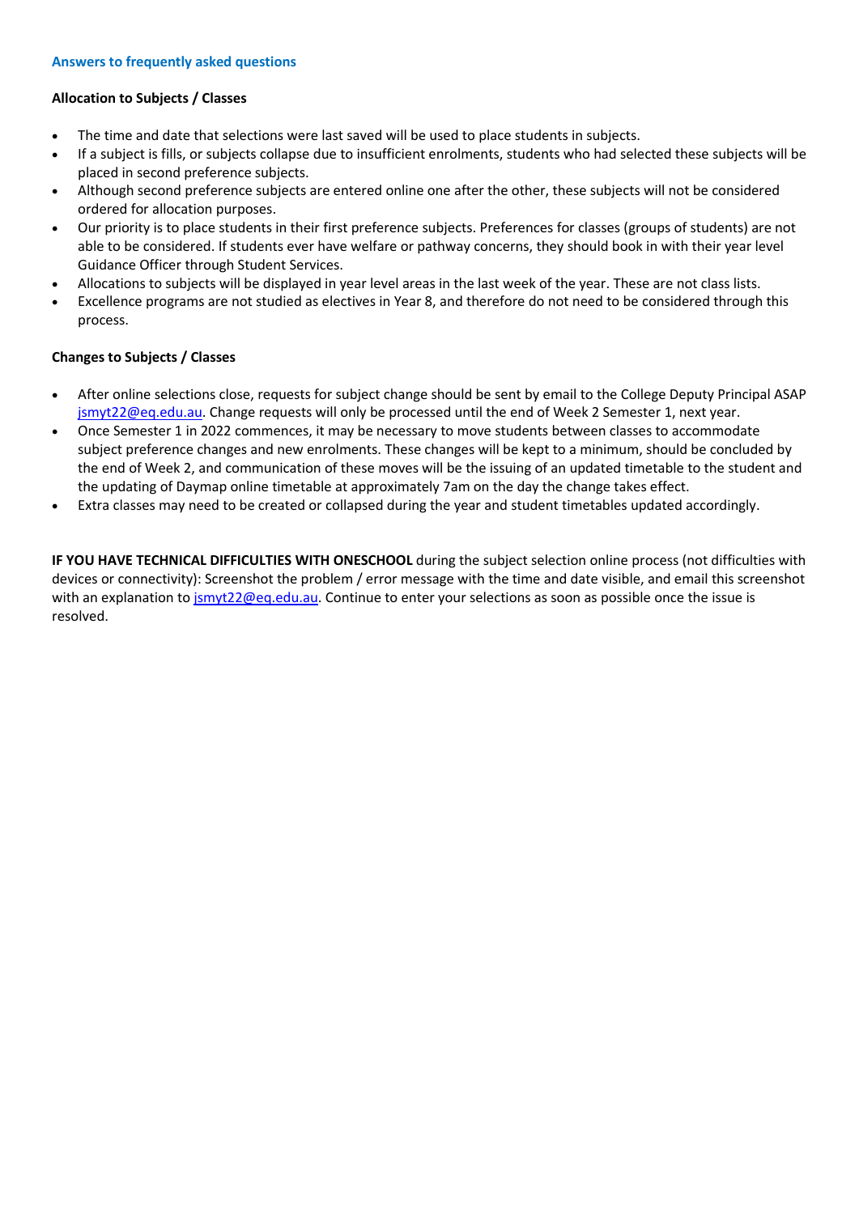## Answers to frequently asked questions

### Allocation to Subjects / Classes

- The time and date that selections were last saved will be used to place students in subjects.
- If a subject is fills, or subjects collapse due to insufficient enrolments, students who had selected these subjects will be placed in second preference subjects.
- Although second preference subjects are entered online one after the other, these subjects will not be considered ordered for allocation purposes.
- Our priority is to place students in their first preference subjects. Preferences for classes (groups of students) are not able to be considered. If students ever have welfare or pathway concerns, they should book in with their year level Guidance Officer through Student Services.
- Allocations to subjects will be displayed in year level areas in the last week of the year. These are not class lists.
- Excellence programs are not studied as electives in Year 8, and therefore do not need to be considered through this process.

### Changes to Subjects / Classes

- After online selections close, requests for subject change should be sent by email to the College Deputy Principal ASAP jsmyt22@eq.edu.au. Change requests will only be processed until the end of Week 2 Semester 1, next year.
- Once Semester 1 in 2022 commences, it may be necessary to move students between classes to accommodate subject preference changes and new enrolments. These changes will be kept to a minimum, should be concluded by the end of Week 2, and communication of these moves will be the issuing of an updated timetable to the student and the updating of Daymap online timetable at approximately 7am on the day the change takes effect.
- Extra classes may need to be created or collapsed during the year and student timetables updated accordingly.

**IF YOU HAVE TECHNICAL DIFFICULTIES WITH ONESCHOOL** during the subject selection online process (not difficulties with devices or connectivity): Screenshot the problem / error message with the time and date visible, and email this screenshot with an explanation to jsmyt22@eq.edu.au. Continue to enter your selections as soon as possible once the issue is resolved.